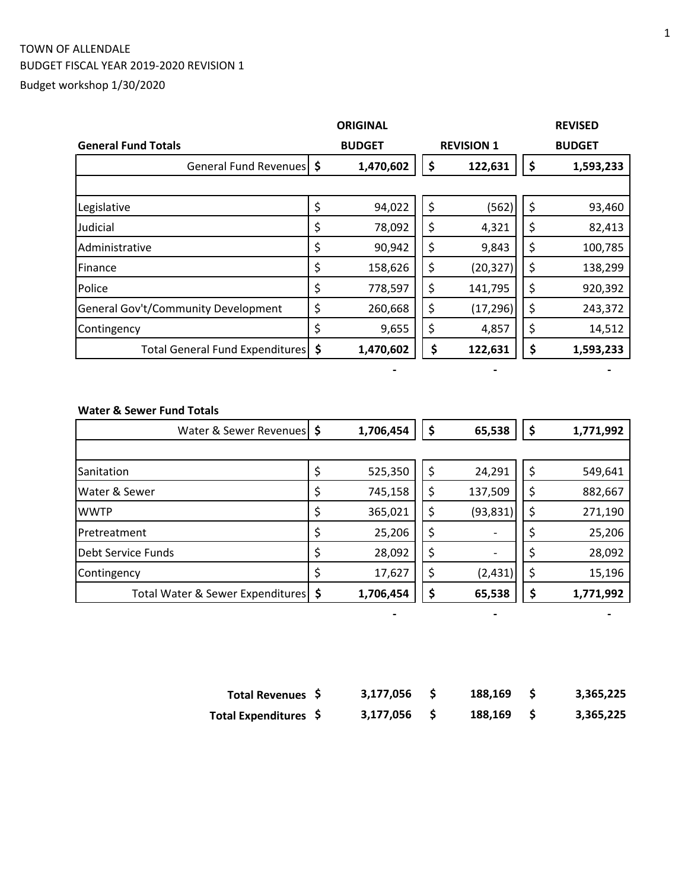TOWN OF ALLENDALE

BUDGET FISCAL YEAR 2019-2020 REVISION 1

Budget workshop 1/30/2020

| General Fund Totals | ORIGINAL BUDGET | REVISION 1 | REVISED BUDGET |
|---|---|---|---|
| **General Fund Revenues** | **$ 1,470,602** | **$ 122,631** | **$ 1,593,233** |
| | | | |
| Legislative | $ 94,022 | $ (562) | $ 93,460 |
| Judicial | $ 78,092 | $ 4,321 | $ 82,413 |
| Administrative | $ 90,942 | $ 9,843 | $ 100,785 |
| Finance | $ 158,626 | $ (20,327) | $ 138,299 |
| Police | $ 778,597 | $ 141,795 | $ 920,392 |
| General Gov't/Community Development | $ 260,668 | $ (17,296) | $ 243,372 |
| Contingency | $ 9,655 | $ 4,857 | $ 14,512 |
| **Total General Fund Expenditures** | **$ 1,470,602** | **$ 122,631** | **$ 1,593,233** |
| | - | - | - |

| Water & Sewer Fund Totals | ORIGINAL BUDGET | REVISION 1 | REVISED BUDGET |
|---|---|---|---|
| **Water & Sewer Revenues** | **$ 1,706,454** | **$ 65,538** | **$ 1,771,992** |
| | | | |
| Sanitation | $ 525,350 | $ 24,291 | $ 549,641 |
| Water & Sewer | $ 745,158 | $ 137,509 | $ 882,667 |
| WWTP | $ 365,021 | $ (93,831) | $ 271,190 |
| Pretreatment | $ 25,206 | $ - | $ 25,206 |
| Debt Service Funds | $ 28,092 | $ - | $ 28,092 |
| Contingency | $ 17,627 | $ (2,431) | $ 15,196 |
| **Total Water & Sewer Expenditures** | **$ 1,706,454** | **$ 65,538** | **$ 1,771,992** |
| | - | - | - |

| | ORIGINAL BUDGET | REVISION 1 | REVISED BUDGET |
|---|---|---|---|
| **Total Revenues** | **$ 3,177,056** | **$ 188,169** | **$ 3,365,225** |
| **Total Expenditures** | **$ 3,177,056** | **$ 188,169** | **$ 3,365,225** |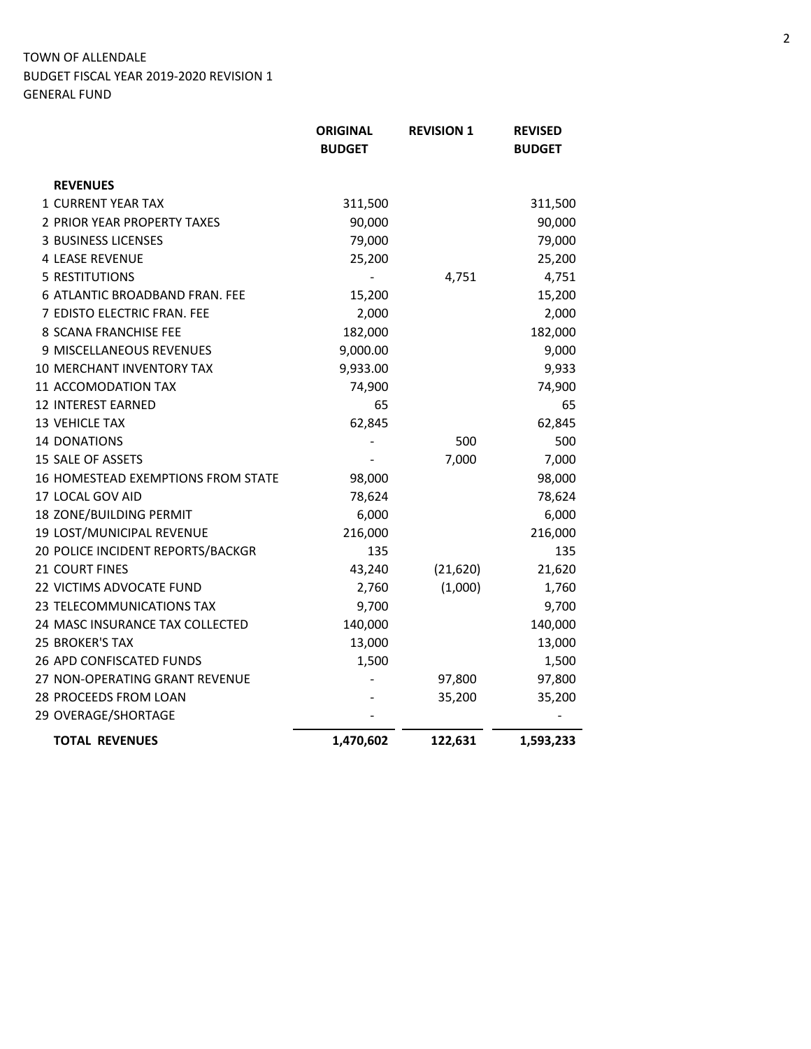TOWN OF ALLENDALE
BUDGET FISCAL YEAR 2019-2020 REVISION 1
GENERAL FUND

| | ORIGINAL BUDGET | REVISION 1 | REVISED BUDGET |
|---|---|---|---|
| **REVENUES** | | | |
| 1 CURRENT YEAR TAX | 311,500 | | 311,500 |
| 2 PRIOR YEAR PROPERTY TAXES | 90,000 | | 90,000 |
| 3 BUSINESS LICENSES | 79,000 | | 79,000 |
| 4 LEASE REVENUE | 25,200 | | 25,200 |
| 5 RESTITUTIONS | - | 4,751 | 4,751 |
| 6 ATLANTIC BROADBAND FRAN. FEE | 15,200 | | 15,200 |
| 7 EDISTO ELECTRIC FRAN. FEE | 2,000 | | 2,000 |
| 8 SCANA FRANCHISE FEE | 182,000 | | 182,000 |
| 9 MISCELLANEOUS REVENUES | 9,000.00 | | 9,000 |
| 10 MERCHANT INVENTORY TAX | 9,933.00 | | 9,933 |
| 11 ACCOMODATION TAX | 74,900 | | 74,900 |
| 12 INTEREST EARNED | 65 | | 65 |
| 13 VEHICLE TAX | 62,845 | | 62,845 |
| 14 DONATIONS | - | 500 | 500 |
| 15 SALE OF ASSETS | - | 7,000 | 7,000 |
| 16 HOMESTEAD EXEMPTIONS FROM STATE | 98,000 | | 98,000 |
| 17 LOCAL GOV AID | 78,624 | | 78,624 |
| 18 ZONE/BUILDING PERMIT | 6,000 | | 6,000 |
| 19 LOST/MUNICIPAL REVENUE | 216,000 | | 216,000 |
| 20 POLICE INCIDENT REPORTS/BACKGR | 135 | | 135 |
| 21 COURT FINES | 43,240 | (21,620) | 21,620 |
| 22 VICTIMS ADVOCATE FUND | 2,760 | (1,000) | 1,760 |
| 23 TELECOMMUNICATIONS TAX | 9,700 | | 9,700 |
| 24 MASC INSURANCE TAX COLLECTED | 140,000 | | 140,000 |
| 25 BROKER'S TAX | 13,000 | | 13,000 |
| 26 APD CONFISCATED FUNDS | 1,500 | | 1,500 |
| 27 NON-OPERATING GRANT REVENUE | - | 97,800 | 97,800 |
| 28 PROCEEDS FROM LOAN | - | 35,200 | 35,200 |
| 29 OVERAGE/SHORTAGE | - | | - |
| **TOTAL REVENUES** | **1,470,602** | **122,631** | **1,593,233** |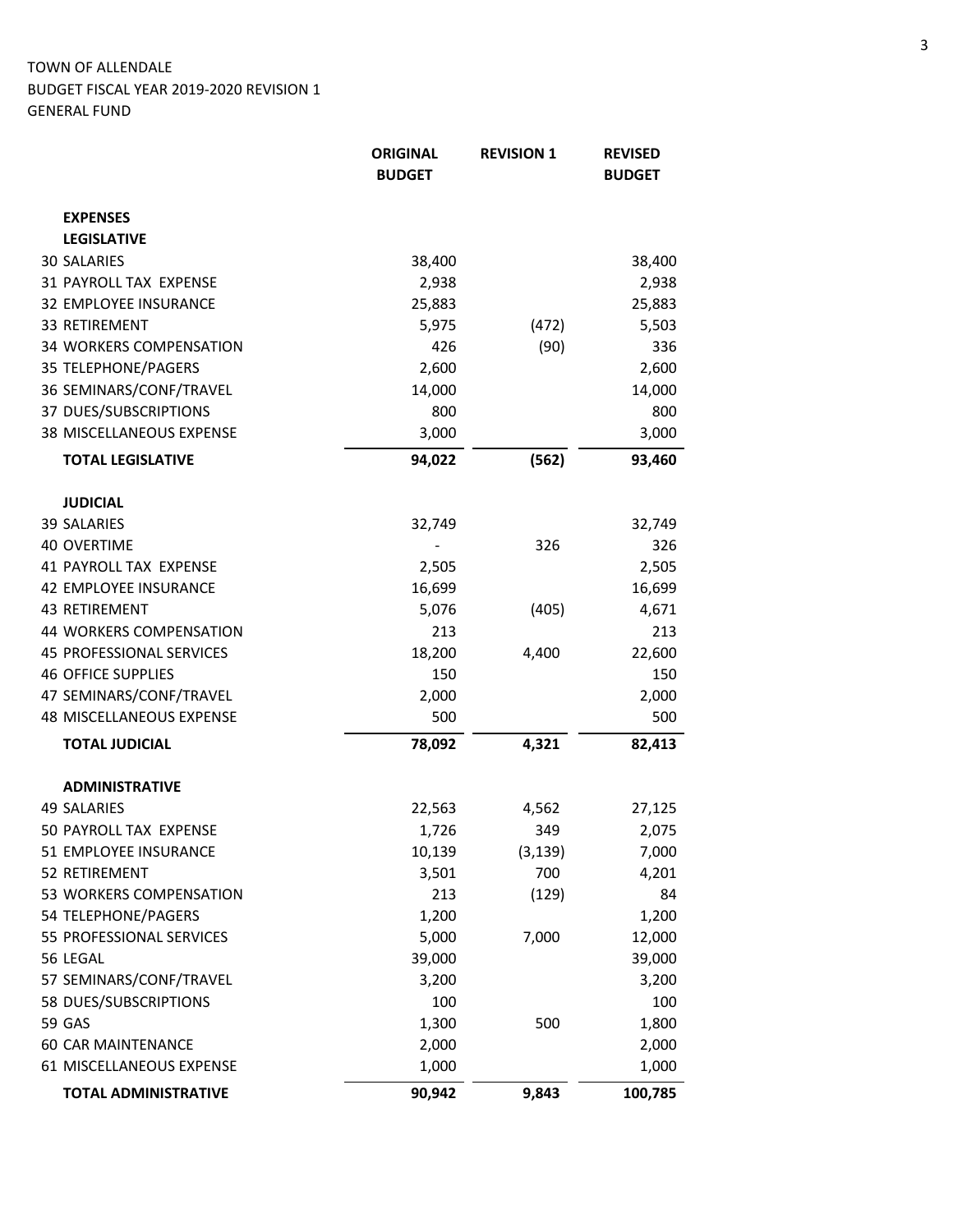TOWN OF ALLENDALE
BUDGET FISCAL YEAR 2019-2020 REVISION 1
GENERAL FUND

| | ORIGINAL BUDGET | REVISION 1 | REVISED BUDGET |
|---|---|---|---|
| **EXPENSES** | | | |
| **LEGISLATIVE** | | | |
| 30 SALARIES | 38,400 | | 38,400 |
| 31 PAYROLL TAX EXPENSE | 2,938 | | 2,938 |
| 32 EMPLOYEE INSURANCE | 25,883 | | 25,883 |
| 33 RETIREMENT | 5,975 | (472) | 5,503 |
| 34 WORKERS COMPENSATION | 426 | (90) | 336 |
| 35 TELEPHONE/PAGERS | 2,600 | | 2,600 |
| 36 SEMINARS/CONF/TRAVEL | 14,000 | | 14,000 |
| 37 DUES/SUBSCRIPTIONS | 800 | | 800 |
| 38 MISCELLANEOUS EXPENSE | 3,000 | | 3,000 |
| **TOTAL LEGISLATIVE** | **94,022** | **(562)** | **93,460** |
| **JUDICIAL** | | | |
| 39 SALARIES | 32,749 | | 32,749 |
| 40 OVERTIME | - | 326 | 326 |
| 41 PAYROLL TAX EXPENSE | 2,505 | | 2,505 |
| 42 EMPLOYEE INSURANCE | 16,699 | | 16,699 |
| 43 RETIREMENT | 5,076 | (405) | 4,671 |
| 44 WORKERS COMPENSATION | 213 | | 213 |
| 45 PROFESSIONAL SERVICES | 18,200 | 4,400 | 22,600 |
| 46 OFFICE SUPPLIES | 150 | | 150 |
| 47 SEMINARS/CONF/TRAVEL | 2,000 | | 2,000 |
| 48 MISCELLANEOUS EXPENSE | 500 | | 500 |
| **TOTAL JUDICIAL** | **78,092** | **4,321** | **82,413** |
| **ADMINISTRATIVE** | | | |
| 49 SALARIES | 22,563 | 4,562 | 27,125 |
| 50 PAYROLL TAX EXPENSE | 1,726 | 349 | 2,075 |
| 51 EMPLOYEE INSURANCE | 10,139 | (3,139) | 7,000 |
| 52 RETIREMENT | 3,501 | 700 | 4,201 |
| 53 WORKERS COMPENSATION | 213 | (129) | 84 |
| 54 TELEPHONE/PAGERS | 1,200 | | 1,200 |
| 55 PROFESSIONAL SERVICES | 5,000 | 7,000 | 12,000 |
| 56 LEGAL | 39,000 | | 39,000 |
| 57 SEMINARS/CONF/TRAVEL | 3,200 | | 3,200 |
| 58 DUES/SUBSCRIPTIONS | 100 | | 100 |
| 59 GAS | 1,300 | 500 | 1,800 |
| 60 CAR MAINTENANCE | 2,000 | | 2,000 |
| 61 MISCELLANEOUS EXPENSE | 1,000 | | 1,000 |
| **TOTAL ADMINISTRATIVE** | **90,942** | **9,843** | **100,785** |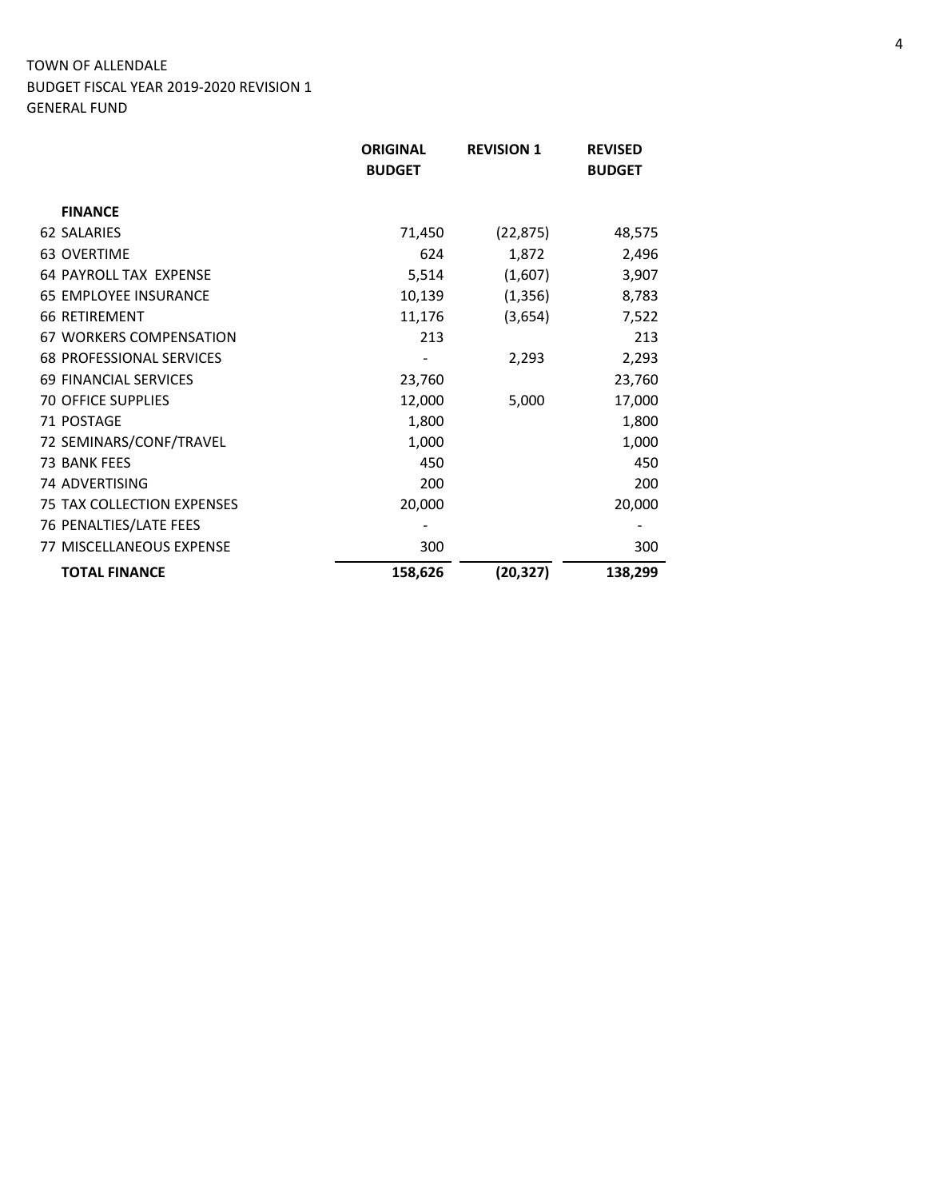TOWN OF ALLENDALE
BUDGET FISCAL YEAR 2019-2020 REVISION 1
GENERAL FUND

| | ORIGINAL BUDGET | REVISION 1 | REVISED BUDGET |
|---|---|---|---|
| **FINANCE** | | | |
| 62 SALARIES | 71,450 | (22,875) | 48,575 |
| 63 OVERTIME | 624 | 1,872 | 2,496 |
| 64 PAYROLL TAX EXPENSE | 5,514 | (1,607) | 3,907 |
| 65 EMPLOYEE INSURANCE | 10,139 | (1,356) | 8,783 |
| 66 RETIREMENT | 11,176 | (3,654) | 7,522 |
| 67 WORKERS COMPENSATION | 213 | | 213 |
| 68 PROFESSIONAL SERVICES | - | 2,293 | 2,293 |
| 69 FINANCIAL SERVICES | 23,760 | | 23,760 |
| 70 OFFICE SUPPLIES | 12,000 | 5,000 | 17,000 |
| 71 POSTAGE | 1,800 | | 1,800 |
| 72 SEMINARS/CONF/TRAVEL | 1,000 | | 1,000 |
| 73 BANK FEES | 450 | | 450 |
| 74 ADVERTISING | 200 | | 200 |
| 75 TAX COLLECTION EXPENSES | 20,000 | | 20,000 |
| 76 PENALTIES/LATE FEES | - | | - |
| 77 MISCELLANEOUS EXPENSE | 300 | | 300 |
| **TOTAL FINANCE** | **158,626** | **(20,327)** | **138,299** |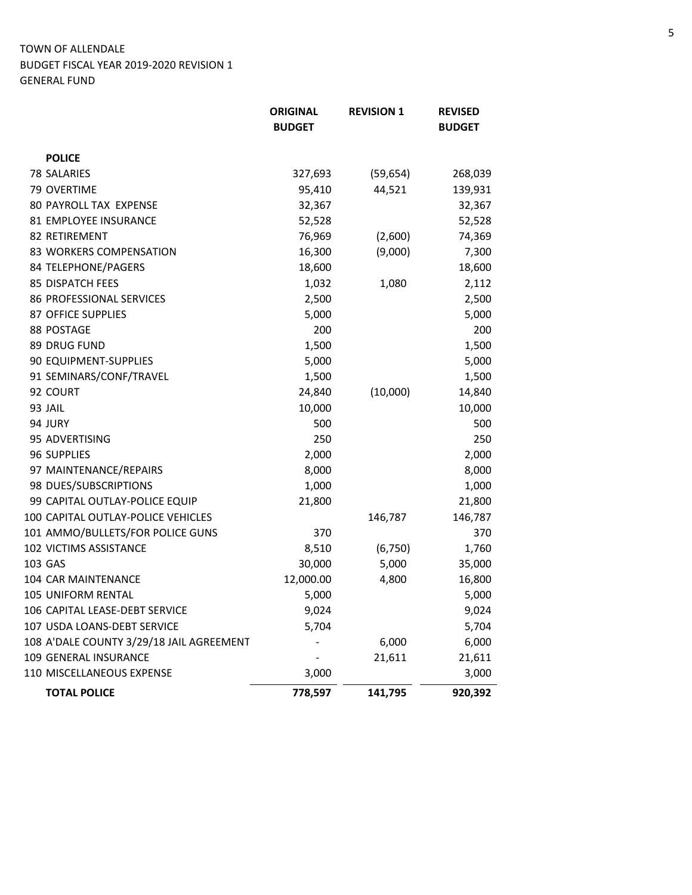TOWN OF ALLENDALE
BUDGET FISCAL YEAR 2019-2020 REVISION 1
GENERAL FUND

| | ORIGINAL BUDGET | REVISION 1 | REVISED BUDGET |
|---|---|---|---|
| **POLICE** | | | |
| 78 SALARIES | 327,693 | (59,654) | 268,039 |
| 79 OVERTIME | 95,410 | 44,521 | 139,931 |
| 80 PAYROLL TAX EXPENSE | 32,367 | | 32,367 |
| 81 EMPLOYEE INSURANCE | 52,528 | | 52,528 |
| 82 RETIREMENT | 76,969 | (2,600) | 74,369 |
| 83 WORKERS COMPENSATION | 16,300 | (9,000) | 7,300 |
| 84 TELEPHONE/PAGERS | 18,600 | | 18,600 |
| 85 DISPATCH FEES | 1,032 | 1,080 | 2,112 |
| 86 PROFESSIONAL SERVICES | 2,500 | | 2,500 |
| 87 OFFICE SUPPLIES | 5,000 | | 5,000 |
| 88 POSTAGE | 200 | | 200 |
| 89 DRUG FUND | 1,500 | | 1,500 |
| 90 EQUIPMENT-SUPPLIES | 5,000 | | 5,000 |
| 91 SEMINARS/CONF/TRAVEL | 1,500 | | 1,500 |
| 92 COURT | 24,840 | (10,000) | 14,840 |
| 93 JAIL | 10,000 | | 10,000 |
| 94 JURY | 500 | | 500 |
| 95 ADVERTISING | 250 | | 250 |
| 96 SUPPLIES | 2,000 | | 2,000 |
| 97 MAINTENANCE/REPAIRS | 8,000 | | 8,000 |
| 98 DUES/SUBSCRIPTIONS | 1,000 | | 1,000 |
| 99 CAPITAL OUTLAY-POLICE EQUIP | 21,800 | | 21,800 |
| 100 CAPITAL OUTLAY-POLICE VEHICLES | | 146,787 | 146,787 |
| 101 AMMO/BULLETS/FOR POLICE GUNS | 370 | | 370 |
| 102 VICTIMS ASSISTANCE | 8,510 | (6,750) | 1,760 |
| 103 GAS | 30,000 | 5,000 | 35,000 |
| 104 CAR MAINTENANCE | 12,000.00 | 4,800 | 16,800 |
| 105 UNIFORM RENTAL | 5,000 | | 5,000 |
| 106 CAPITAL LEASE-DEBT SERVICE | 9,024 | | 9,024 |
| 107 USDA LOANS-DEBT SERVICE | 5,704 | | 5,704 |
| 108 A'DALE COUNTY 3/29/18 JAIL AGREEMENT | - | 6,000 | 6,000 |
| 109 GENERAL INSURANCE | - | 21,611 | 21,611 |
| 110 MISCELLANEOUS EXPENSE | 3,000 | | 3,000 |
| **TOTAL POLICE** | **778,597** | **141,795** | **920,392** |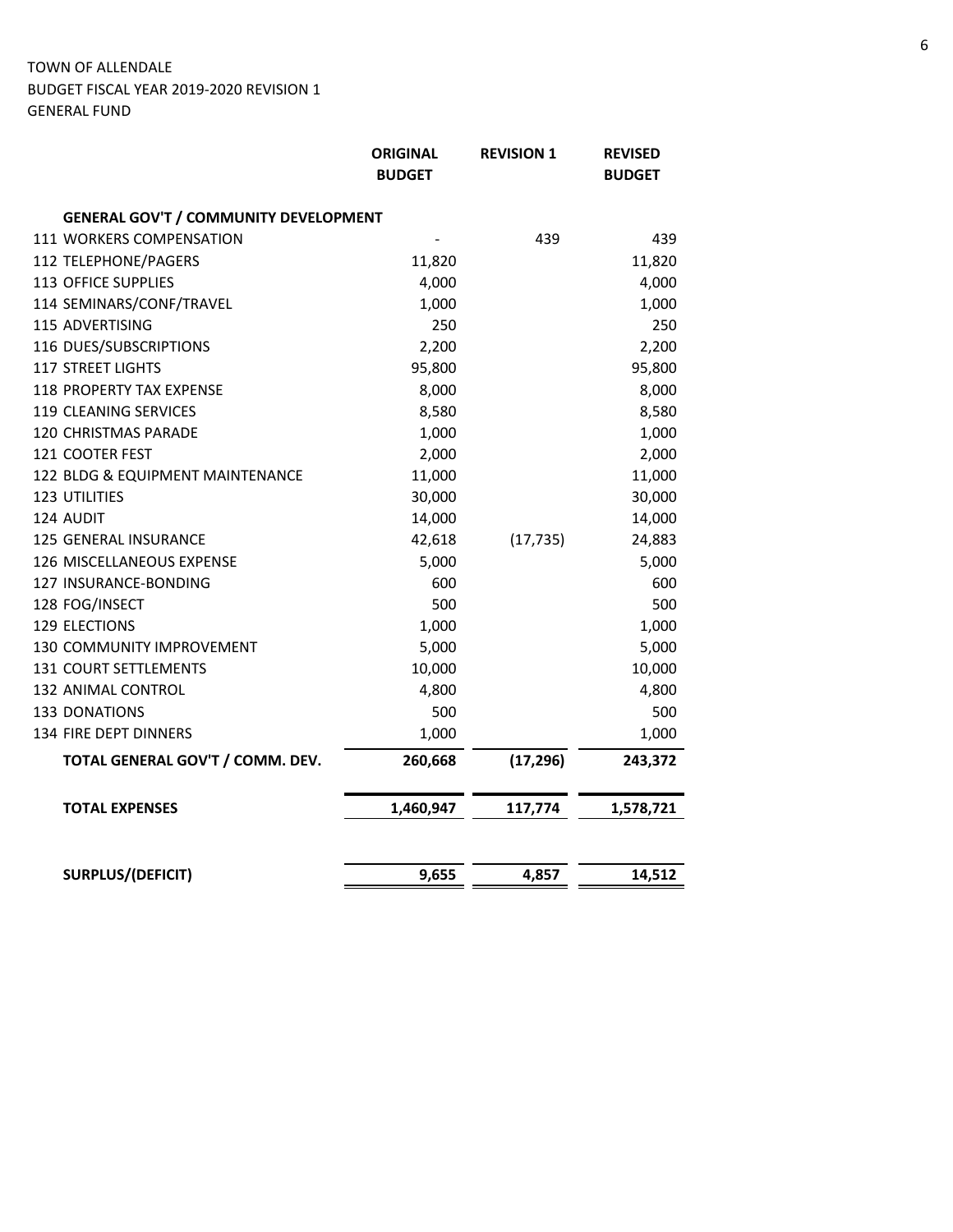TOWN OF ALLENDALE
BUDGET FISCAL YEAR 2019-2020 REVISION 1
GENERAL FUND

| | ORIGINAL BUDGET | REVISION 1 | REVISED BUDGET |
|---|---|---|---|
| **GENERAL GOV'T / COMMUNITY DEVELOPMENT** | | | |
| 111 WORKERS COMPENSATION | - | 439 | 439 |
| 112 TELEPHONE/PAGERS | 11,820 | | 11,820 |
| 113 OFFICE SUPPLIES | 4,000 | | 4,000 |
| 114 SEMINARS/CONF/TRAVEL | 1,000 | | 1,000 |
| 115 ADVERTISING | 250 | | 250 |
| 116 DUES/SUBSCRIPTIONS | 2,200 | | 2,200 |
| 117 STREET LIGHTS | 95,800 | | 95,800 |
| 118 PROPERTY TAX EXPENSE | 8,000 | | 8,000 |
| 119 CLEANING SERVICES | 8,580 | | 8,580 |
| 120 CHRISTMAS PARADE | 1,000 | | 1,000 |
| 121 COOTER FEST | 2,000 | | 2,000 |
| 122 BLDG & EQUIPMENT MAINTENANCE | 11,000 | | 11,000 |
| 123 UTILITIES | 30,000 | | 30,000 |
| 124 AUDIT | 14,000 | | 14,000 |
| 125 GENERAL INSURANCE | 42,618 | (17,735) | 24,883 |
| 126 MISCELLANEOUS EXPENSE | 5,000 | | 5,000 |
| 127 INSURANCE-BONDING | 600 | | 600 |
| 128 FOG/INSECT | 500 | | 500 |
| 129 ELECTIONS | 1,000 | | 1,000 |
| 130 COMMUNITY IMPROVEMENT | 5,000 | | 5,000 |
| 131 COURT SETTLEMENTS | 10,000 | | 10,000 |
| 132 ANIMAL CONTROL | 4,800 | | 4,800 |
| 133 DONATIONS | 500 | | 500 |
| 134 FIRE DEPT DINNERS | 1,000 | | 1,000 |
| **TOTAL GENERAL GOV'T / COMM. DEV.** | **260,668** | **(17,296)** | **243,372** |
| **TOTAL EXPENSES** | **1,460,947** | **117,774** | **1,578,721** |
| **SURPLUS/(DEFICIT)** | **9,655** | **4,857** | **14,512** |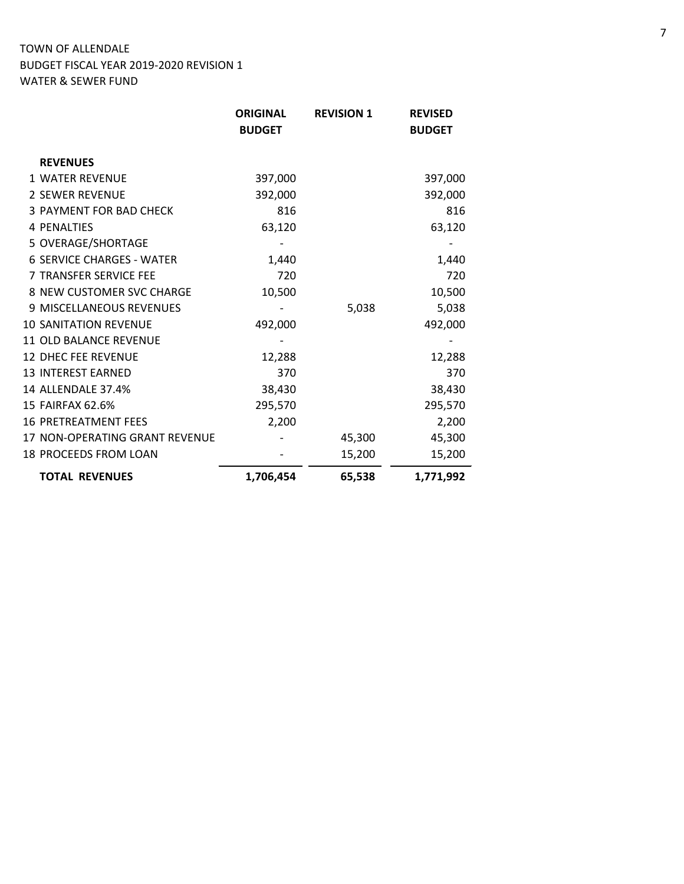TOWN OF ALLENDALE
BUDGET FISCAL YEAR 2019-2020 REVISION 1
WATER & SEWER FUND

| | ORIGINAL BUDGET | REVISION 1 | REVISED BUDGET |
|---|---|---|---|
| **REVENUES** | | | |
| 1 WATER REVENUE | 397,000 | | 397,000 |
| 2 SEWER REVENUE | 392,000 | | 392,000 |
| 3 PAYMENT FOR BAD CHECK | 816 | | 816 |
| 4 PENALTIES | 63,120 | | 63,120 |
| 5 OVERAGE/SHORTAGE | - | | - |
| 6 SERVICE CHARGES - WATER | 1,440 | | 1,440 |
| 7 TRANSFER SERVICE FEE | 720 | | 720 |
| 8 NEW CUSTOMER SVC CHARGE | 10,500 | | 10,500 |
| 9 MISCELLANEOUS REVENUES | - | 5,038 | 5,038 |
| 10 SANITATION REVENUE | 492,000 | | 492,000 |
| 11 OLD BALANCE REVENUE | - | | - |
| 12 DHEC FEE REVENUE | 12,288 | | 12,288 |
| 13 INTEREST EARNED | 370 | | 370 |
| 14 ALLENDALE 37.4% | 38,430 | | 38,430 |
| 15 FAIRFAX 62.6% | 295,570 | | 295,570 |
| 16 PRETREATMENT FEES | 2,200 | | 2,200 |
| 17 NON-OPERATING GRANT REVENUE | - | 45,300 | 45,300 |
| 18 PROCEEDS FROM LOAN | - | 15,200 | 15,200 |
| **TOTAL REVENUES** | **1,706,454** | **65,538** | **1,771,992** |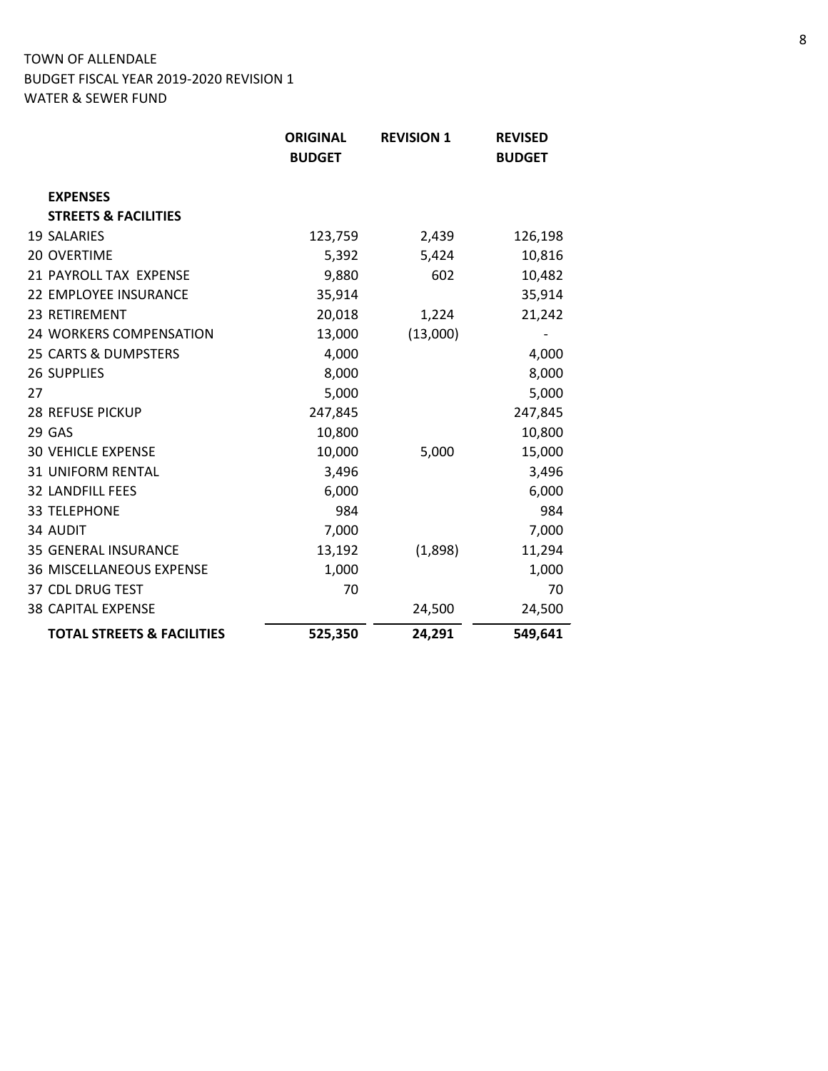TOWN OF ALLENDALE
BUDGET FISCAL YEAR 2019-2020 REVISION 1
WATER & SEWER FUND

| | ORIGINAL BUDGET | REVISION 1 | REVISED BUDGET |
|---|---|---|---|
| **EXPENSES** | | | |
| **STREETS & FACILITIES** | | | |
| 19 SALARIES | 123,759 | 2,439 | 126,198 |
| 20 OVERTIME | 5,392 | 5,424 | 10,816 |
| 21 PAYROLL TAX EXPENSE | 9,880 | 602 | 10,482 |
| 22 EMPLOYEE INSURANCE | 35,914 | | 35,914 |
| 23 RETIREMENT | 20,018 | 1,224 | 21,242 |
| 24 WORKERS COMPENSATION | 13,000 | (13,000) | - |
| 25 CARTS & DUMPSTERS | 4,000 | | 4,000 |
| 26 SUPPLIES | 8,000 | | 8,000 |
| 27 | 5,000 | | 5,000 |
| 28 REFUSE PICKUP | 247,845 | | 247,845 |
| 29 GAS | 10,800 | | 10,800 |
| 30 VEHICLE EXPENSE | 10,000 | 5,000 | 15,000 |
| 31 UNIFORM RENTAL | 3,496 | | 3,496 |
| 32 LANDFILL FEES | 6,000 | | 6,000 |
| 33 TELEPHONE | 984 | | 984 |
| 34 AUDIT | 7,000 | | 7,000 |
| 35 GENERAL INSURANCE | 13,192 | (1,898) | 11,294 |
| 36 MISCELLANEOUS EXPENSE | 1,000 | | 1,000 |
| 37 CDL DRUG TEST | 70 | | 70 |
| 38 CAPITAL EXPENSE | | 24,500 | 24,500 |
| **TOTAL STREETS & FACILITIES** | **525,350** | **24,291** | **549,641** |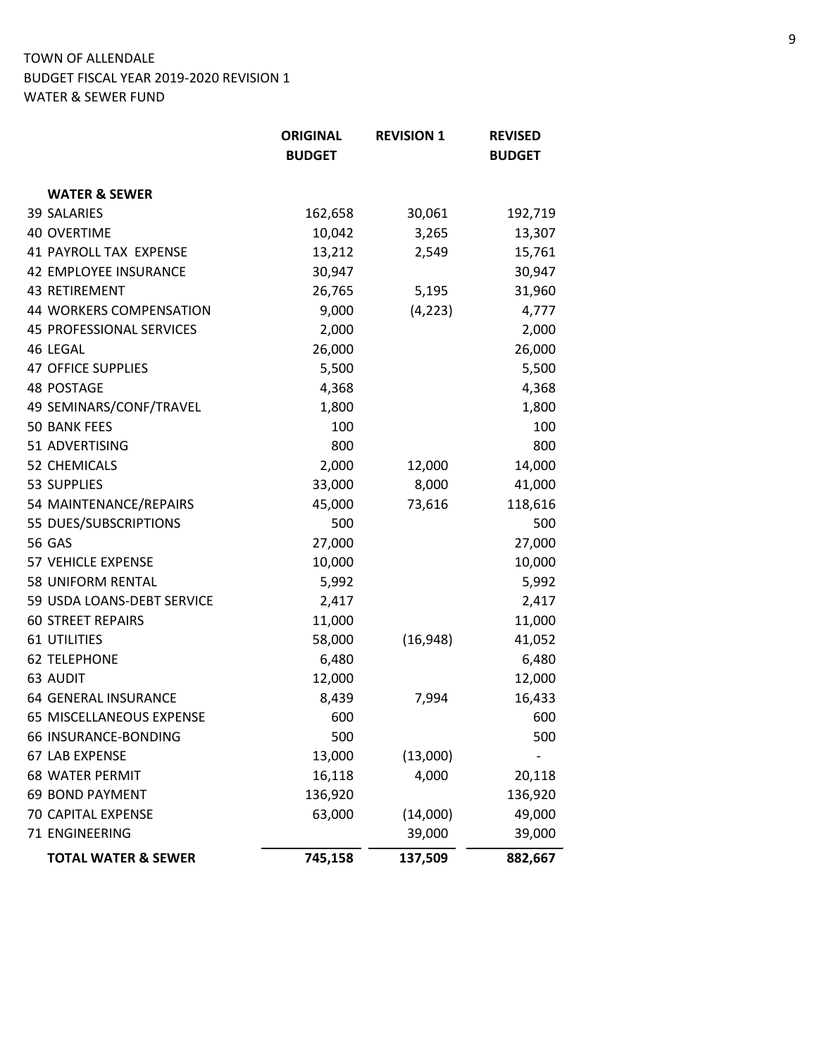TOWN OF ALLENDALE
BUDGET FISCAL YEAR 2019-2020 REVISION 1
WATER & SEWER FUND

| | ORIGINAL BUDGET | REVISION 1 | REVISED BUDGET |
|---|---|---|---|
| **WATER & SEWER** | | | |
| 39 SALARIES | 162,658 | 30,061 | 192,719 |
| 40 OVERTIME | 10,042 | 3,265 | 13,307 |
| 41 PAYROLL TAX EXPENSE | 13,212 | 2,549 | 15,761 |
| 42 EMPLOYEE INSURANCE | 30,947 | | 30,947 |
| 43 RETIREMENT | 26,765 | 5,195 | 31,960 |
| 44 WORKERS COMPENSATION | 9,000 | (4,223) | 4,777 |
| 45 PROFESSIONAL SERVICES | 2,000 | | 2,000 |
| 46 LEGAL | 26,000 | | 26,000 |
| 47 OFFICE SUPPLIES | 5,500 | | 5,500 |
| 48 POSTAGE | 4,368 | | 4,368 |
| 49 SEMINARS/CONF/TRAVEL | 1,800 | | 1,800 |
| 50 BANK FEES | 100 | | 100 |
| 51 ADVERTISING | 800 | | 800 |
| 52 CHEMICALS | 2,000 | 12,000 | 14,000 |
| 53 SUPPLIES | 33,000 | 8,000 | 41,000 |
| 54 MAINTENANCE/REPAIRS | 45,000 | 73,616 | 118,616 |
| 55 DUES/SUBSCRIPTIONS | 500 | | 500 |
| 56 GAS | 27,000 | | 27,000 |
| 57 VEHICLE EXPENSE | 10,000 | | 10,000 |
| 58 UNIFORM RENTAL | 5,992 | | 5,992 |
| 59 USDA LOANS-DEBT SERVICE | 2,417 | | 2,417 |
| 60 STREET REPAIRS | 11,000 | | 11,000 |
| 61 UTILITIES | 58,000 | (16,948) | 41,052 |
| 62 TELEPHONE | 6,480 | | 6,480 |
| 63 AUDIT | 12,000 | | 12,000 |
| 64 GENERAL INSURANCE | 8,439 | 7,994 | 16,433 |
| 65 MISCELLANEOUS EXPENSE | 600 | | 600 |
| 66 INSURANCE-BONDING | 500 | | 500 |
| 67 LAB EXPENSE | 13,000 | (13,000) | - |
| 68 WATER PERMIT | 16,118 | 4,000 | 20,118 |
| 69 BOND PAYMENT | 136,920 | | 136,920 |
| 70 CAPITAL EXPENSE | 63,000 | (14,000) | 49,000 |
| 71 ENGINEERING | | 39,000 | 39,000 |
| **TOTAL WATER & SEWER** | **745,158** | **137,509** | **882,667** |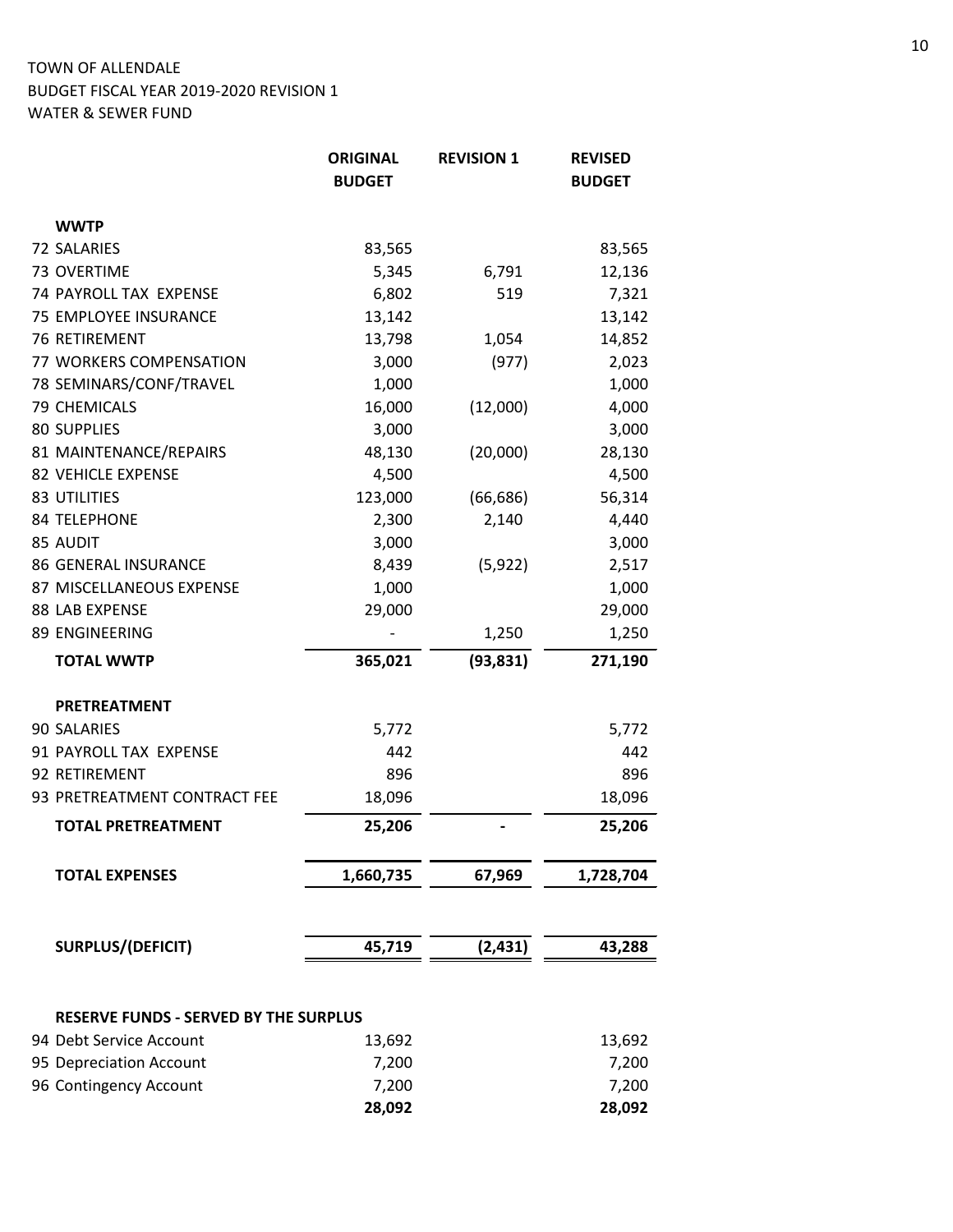TOWN OF ALLENDALE
BUDGET FISCAL YEAR 2019-2020 REVISION 1
WATER & SEWER FUND

| | ORIGINAL BUDGET | REVISION 1 | REVISED BUDGET |
|---|---|---|---|
| **WWTP** | | | |
| 72 SALARIES | 83,565 | | 83,565 |
| 73 OVERTIME | 5,345 | 6,791 | 12,136 |
| 74 PAYROLL TAX EXPENSE | 6,802 | 519 | 7,321 |
| 75 EMPLOYEE INSURANCE | 13,142 | | 13,142 |
| 76 RETIREMENT | 13,798 | 1,054 | 14,852 |
| 77 WORKERS COMPENSATION | 3,000 | (977) | 2,023 |
| 78 SEMINARS/CONF/TRAVEL | 1,000 | | 1,000 |
| 79 CHEMICALS | 16,000 | (12,000) | 4,000 |
| 80 SUPPLIES | 3,000 | | 3,000 |
| 81 MAINTENANCE/REPAIRS | 48,130 | (20,000) | 28,130 |
| 82 VEHICLE EXPENSE | 4,500 | | 4,500 |
| 83 UTILITIES | 123,000 | (66,686) | 56,314 |
| 84 TELEPHONE | 2,300 | 2,140 | 4,440 |
| 85 AUDIT | 3,000 | | 3,000 |
| 86 GENERAL INSURANCE | 8,439 | (5,922) | 2,517 |
| 87 MISCELLANEOUS EXPENSE | 1,000 | | 1,000 |
| 88 LAB EXPENSE | 29,000 | | 29,000 |
| 89 ENGINEERING | - | 1,250 | 1,250 |
| **TOTAL WWTP** | **365,021** | **(93,831)** | **271,190** |
| | | | |
| **PRETREATMENT** | | | |
| 90 SALARIES | 5,772 | | 5,772 |
| 91 PAYROLL TAX EXPENSE | 442 | | 442 |
| 92 RETIREMENT | 896 | | 896 |
| 93 PRETREATMENT CONTRACT FEE | 18,096 | | 18,096 |
| **TOTAL PRETREATMENT** | **25,206** | **-** | **25,206** |
| | | | |
| **TOTAL EXPENSES** | **1,660,735** | **67,969** | **1,728,704** |
| | | | |
| **SURPLUS/(DEFICIT)** | **45,719** | **(2,431)** | **43,288** |
| | | | |
| **RESERVE FUNDS - SERVED BY THE SURPLUS** | | | |
| 94 Debt Service Account | 13,692 | | 13,692 |
| 95 Depreciation Account | 7,200 | | 7,200 |
| 96 Contingency Account | 7,200 | | 7,200 |
| | **28,092** | | **28,092** |